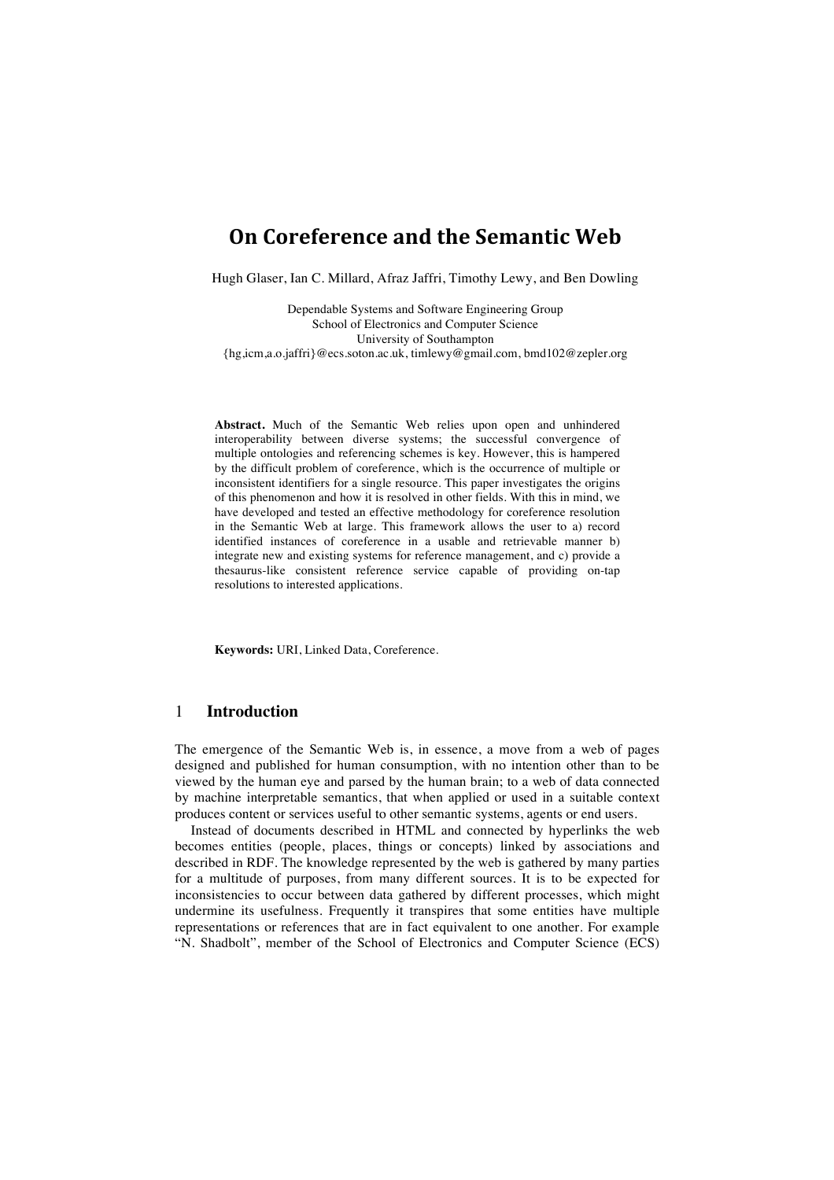# On Coreference and the Semantic Web

Hugh Glaser, Ian C. Millard, Afraz Jaffri, Timothy Lewy, and Ben Dowling

Dependable Systems and Software Engineering Group
School of Electronics and Computer Science
University of Southampton
{hg,icm,a.o.jaffri}@ecs.soton.ac.uk, timlewy@gmail.com, bmd102@zepler.org

**Abstract.** Much of the Semantic Web relies upon open and unhindered interoperability between diverse systems; the successful convergence of multiple ontologies and referencing schemes is key. However, this is hampered by the difficult problem of coreference, which is the occurrence of multiple or inconsistent identifiers for a single resource. This paper investigates the origins of this phenomenon and how it is resolved in other fields. With this in mind, we have developed and tested an effective methodology for coreference resolution in the Semantic Web at large. This framework allows the user to a) record identified instances of coreference in a usable and retrievable manner b) integrate new and existing systems for reference management, and c) provide a thesaurus-like consistent reference service capable of providing on-tap resolutions to interested applications.

**Keywords:** URI, Linked Data, Coreference.

## 1 Introduction

The emergence of the Semantic Web is, in essence, a move from a web of pages designed and published for human consumption, with no intention other than to be viewed by the human eye and parsed by the human brain; to a web of data connected by machine interpretable semantics, that when applied or used in a suitable context produces content or services useful to other semantic systems, agents or end users.

Instead of documents described in HTML and connected by hyperlinks the web becomes entities (people, places, things or concepts) linked by associations and described in RDF. The knowledge represented by the web is gathered by many parties for a multitude of purposes, from many different sources. It is to be expected for inconsistencies to occur between data gathered by different processes, which might undermine its usefulness. Frequently it transpires that some entities have multiple representations or references that are in fact equivalent to one another. For example "N. Shadbolt", member of the School of Electronics and Computer Science (ECS)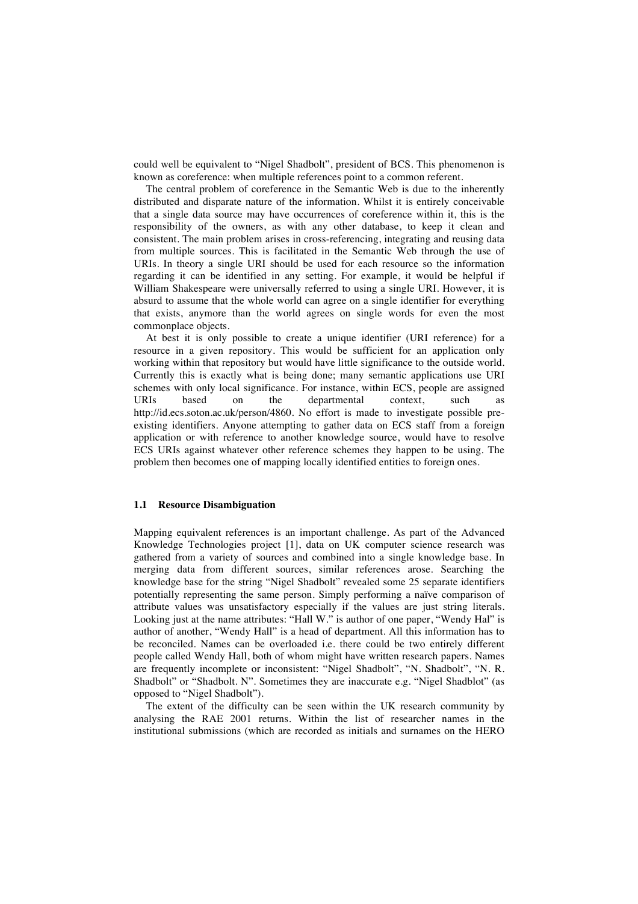could well be equivalent to "Nigel Shadbolt", president of BCS. This phenomenon is known as coreference: when multiple references point to a common referent.

The central problem of coreference in the Semantic Web is due to the inherently distributed and disparate nature of the information. Whilst it is entirely conceivable that a single data source may have occurrences of coreference within it, this is the responsibility of the owners, as with any other database, to keep it clean and consistent. The main problem arises in cross-referencing, integrating and reusing data from multiple sources. This is facilitated in the Semantic Web through the use of URIs. In theory a single URI should be used for each resource so the information regarding it can be identified in any setting. For example, it would be helpful if William Shakespeare were universally referred to using a single URI. However, it is absurd to assume that the whole world can agree on a single identifier for everything that exists, anymore than the world agrees on single words for even the most commonplace objects.

At best it is only possible to create a unique identifier (URI reference) for a resource in a given repository. This would be sufficient for an application only working within that repository but would have little significance to the outside world. Currently this is exactly what is being done; many semantic applications use URI schemes with only local significance. For instance, within ECS, people are assigned URIs based on the departmental context, such as http://id.ecs.soton.ac.uk/person/4860. No effort is made to investigate possible pre-existing identifiers. Anyone attempting to gather data on ECS staff from a foreign application or with reference to another knowledge source, would have to resolve ECS URIs against whatever other reference schemes they happen to be using. The problem then becomes one of mapping locally identified entities to foreign ones.

### 1.1 Resource Disambiguation

Mapping equivalent references is an important challenge. As part of the Advanced Knowledge Technologies project [1], data on UK computer science research was gathered from a variety of sources and combined into a single knowledge base. In merging data from different sources, similar references arose. Searching the knowledge base for the string "Nigel Shadbolt" revealed some 25 separate identifiers potentially representing the same person. Simply performing a naïve comparison of attribute values was unsatisfactory especially if the values are just string literals. Looking just at the name attributes: "Hall W." is author of one paper, "Wendy Hal" is author of another, "Wendy Hall" is a head of department. All this information has to be reconciled. Names can be overloaded i.e. there could be two entirely different people called Wendy Hall, both of whom might have written research papers. Names are frequently incomplete or inconsistent: "Nigel Shadbolt", "N. Shadbolt", "N. R. Shadbolt" or "Shadbolt. N". Sometimes they are inaccurate e.g. "Nigel Shadblot" (as opposed to "Nigel Shadbolt").

The extent of the difficulty can be seen within the UK research community by analysing the RAE 2001 returns. Within the list of researcher names in the institutional submissions (which are recorded as initials and surnames on the HERO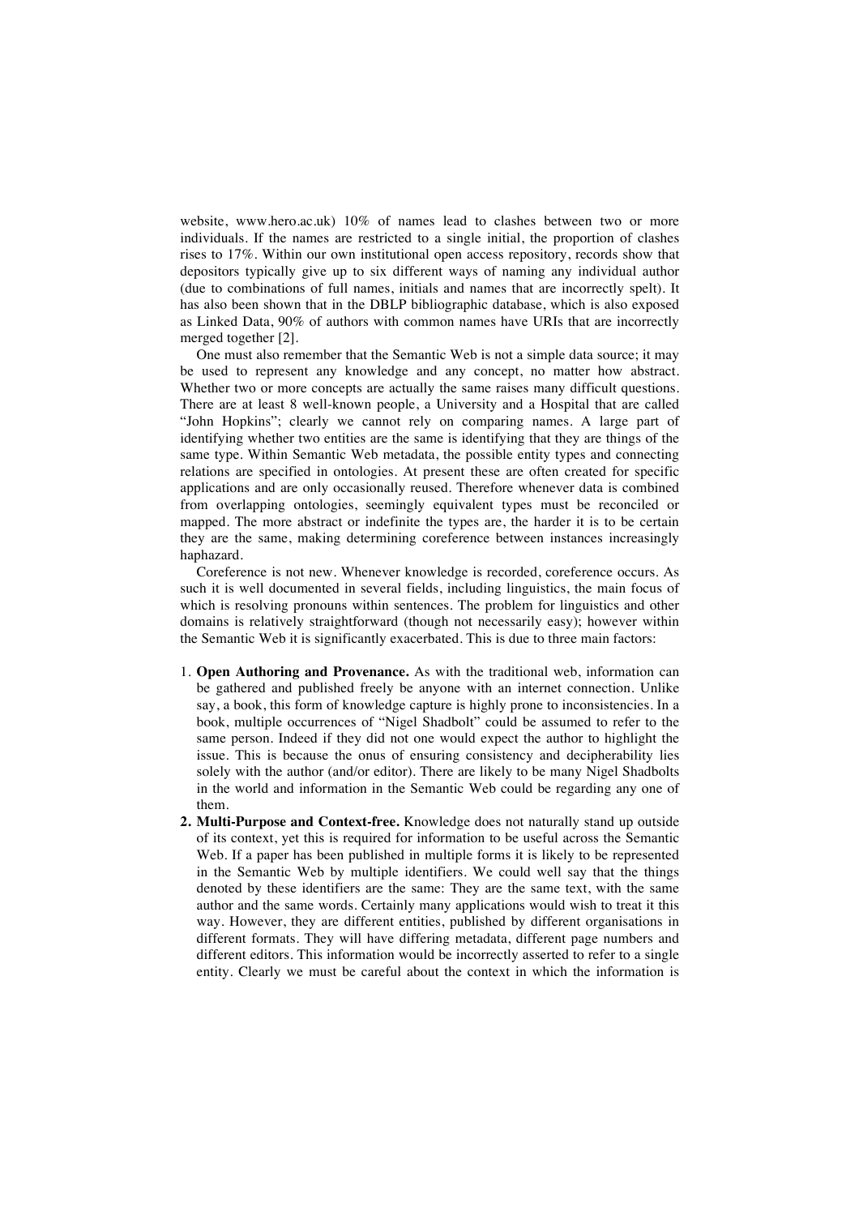website, www.hero.ac.uk) 10% of names lead to clashes between two or more individuals. If the names are restricted to a single initial, the proportion of clashes rises to 17%. Within our own institutional open access repository, records show that depositors typically give up to six different ways of naming any individual author (due to combinations of full names, initials and names that are incorrectly spelt). It has also been shown that in the DBLP bibliographic database, which is also exposed as Linked Data, 90% of authors with common names have URIs that are incorrectly merged together [2].

One must also remember that the Semantic Web is not a simple data source; it may be used to represent any knowledge and any concept, no matter how abstract. Whether two or more concepts are actually the same raises many difficult questions. There are at least 8 well-known people, a University and a Hospital that are called "John Hopkins"; clearly we cannot rely on comparing names. A large part of identifying whether two entities are the same is identifying that they are things of the same type. Within Semantic Web metadata, the possible entity types and connecting relations are specified in ontologies. At present these are often created for specific applications and are only occasionally reused. Therefore whenever data is combined from overlapping ontologies, seemingly equivalent types must be reconciled or mapped. The more abstract or indefinite the types are, the harder it is to be certain they are the same, making determining coreference between instances increasingly haphazard.

Coreference is not new. Whenever knowledge is recorded, coreference occurs. As such it is well documented in several fields, including linguistics, the main focus of which is resolving pronouns within sentences. The problem for linguistics and other domains is relatively straightforward (though not necessarily easy); however within the Semantic Web it is significantly exacerbated. This is due to three main factors:

1. **Open Authoring and Provenance.** As with the traditional web, information can be gathered and published freely be anyone with an internet connection. Unlike say, a book, this form of knowledge capture is highly prone to inconsistencies. In a book, multiple occurrences of "Nigel Shadbolt" could be assumed to refer to the same person. Indeed if they did not one would expect the author to highlight the issue. This is because the onus of ensuring consistency and decipherability lies solely with the author (and/or editor). There are likely to be many Nigel Shadbolts in the world and information in the Semantic Web could be regarding any one of them.
2. **Multi-Purpose and Context-free.** Knowledge does not naturally stand up outside of its context, yet this is required for information to be useful across the Semantic Web. If a paper has been published in multiple forms it is likely to be represented in the Semantic Web by multiple identifiers. We could well say that the things denoted by these identifiers are the same: They are the same text, with the same author and the same words. Certainly many applications would wish to treat it this way. However, they are different entities, published by different organisations in different formats. They will have differing metadata, different page numbers and different editors. This information would be incorrectly asserted to refer to a single entity. Clearly we must be careful about the context in which the information is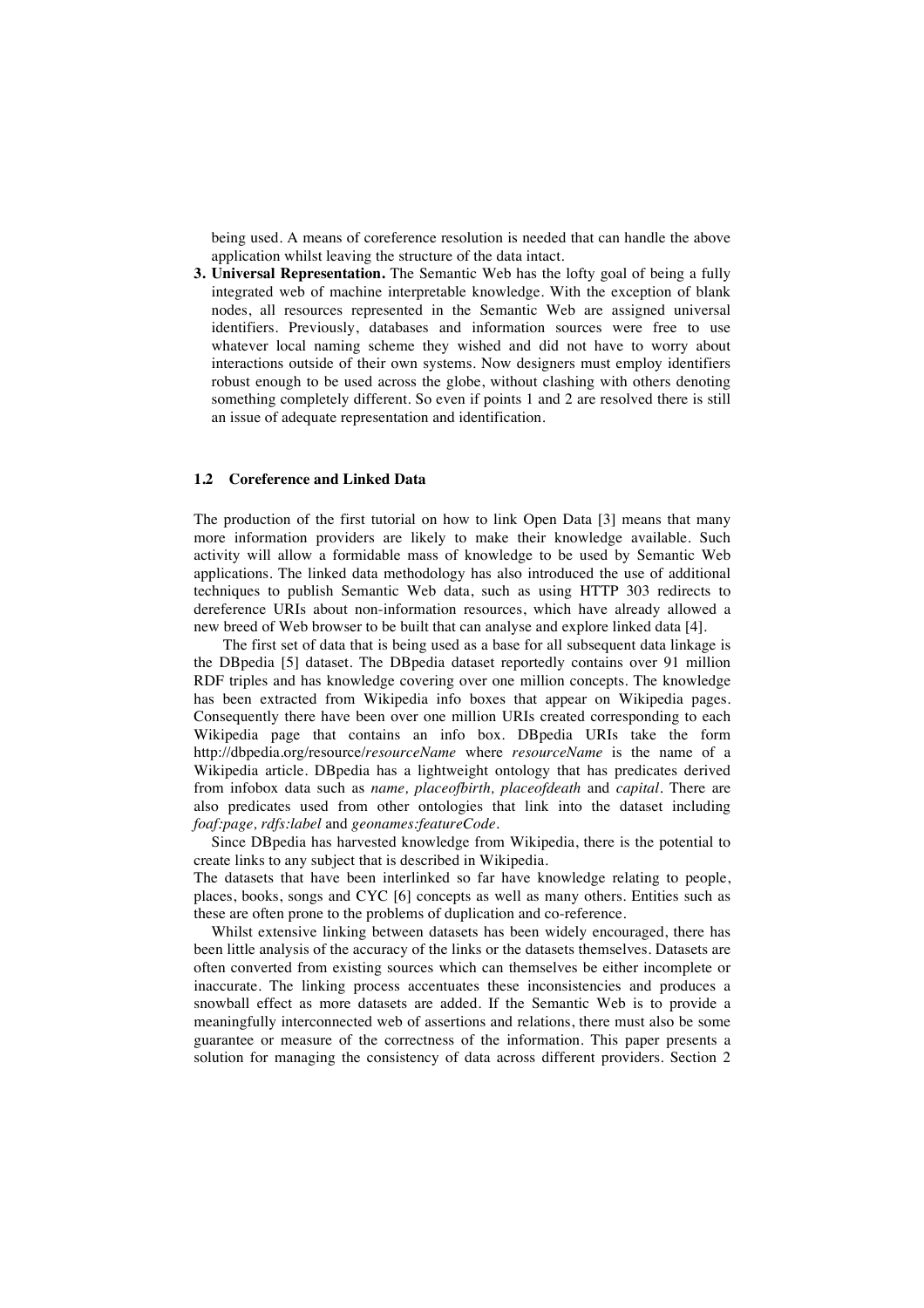being used. A means of coreference resolution is needed that can handle the above application whilst leaving the structure of the data intact.

3. **Universal Representation.** The Semantic Web has the lofty goal of being a fully integrated web of machine interpretable knowledge. With the exception of blank nodes, all resources represented in the Semantic Web are assigned universal identifiers. Previously, databases and information sources were free to use whatever local naming scheme they wished and did not have to worry about interactions outside of their own systems. Now designers must employ identifiers robust enough to be used across the globe, without clashing with others denoting something completely different. So even if points 1 and 2 are resolved there is still an issue of adequate representation and identification.

### 1.2 Coreference and Linked Data

The production of the first tutorial on how to link Open Data [3] means that many more information providers are likely to make their knowledge available. Such activity will allow a formidable mass of knowledge to be used by Semantic Web applications. The linked data methodology has also introduced the use of additional techniques to publish Semantic Web data, such as using HTTP 303 redirects to dereference URIs about non-information resources, which have already allowed a new breed of Web browser to be built that can analyse and explore linked data [4].

The first set of data that is being used as a base for all subsequent data linkage is the DBpedia [5] dataset. The DBpedia dataset reportedly contains over 91 million RDF triples and has knowledge covering over one million concepts. The knowledge has been extracted from Wikipedia info boxes that appear on Wikipedia pages. Consequently there have been over one million URIs created corresponding to each Wikipedia page that contains an info box. DBpedia URIs take the form http://dbpedia.org/resource/*resourceName* where *resourceName* is the name of a Wikipedia article. DBpedia has a lightweight ontology that has predicates derived from infobox data such as *name, placeofbirth, placeofdeath* and *capital*. There are also predicates used from other ontologies that link into the dataset including *foaf:page, rdfs:label* and *geonames:featureCode*.

Since DBpedia has harvested knowledge from Wikipedia, there is the potential to create links to any subject that is described in Wikipedia.

The datasets that have been interlinked so far have knowledge relating to people, places, books, songs and CYC [6] concepts as well as many others. Entities such as these are often prone to the problems of duplication and co-reference.

Whilst extensive linking between datasets has been widely encouraged, there has been little analysis of the accuracy of the links or the datasets themselves. Datasets are often converted from existing sources which can themselves be either incomplete or inaccurate. The linking process accentuates these inconsistencies and produces a snowball effect as more datasets are added. If the Semantic Web is to provide a meaningfully interconnected web of assertions and relations, there must also be some guarantee or measure of the correctness of the information. This paper presents a solution for managing the consistency of data across different providers. Section 2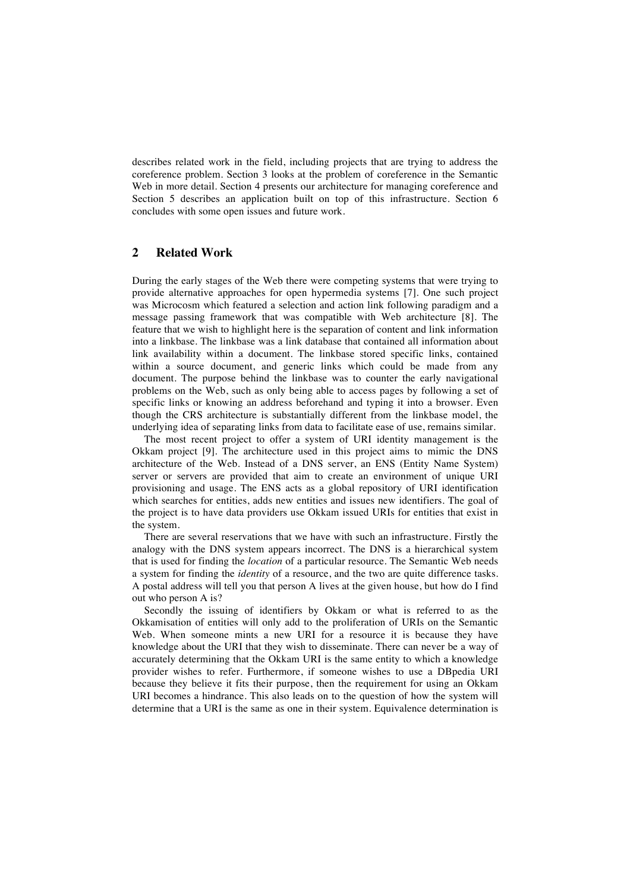describes related work in the field, including projects that are trying to address the coreference problem. Section 3 looks at the problem of coreference in the Semantic Web in more detail. Section 4 presents our architecture for managing coreference and Section 5 describes an application built on top of this infrastructure. Section 6 concludes with some open issues and future work.

## 2 Related Work

During the early stages of the Web there were competing systems that were trying to provide alternative approaches for open hypermedia systems [7]. One such project was Microcosm which featured a selection and action link following paradigm and a message passing framework that was compatible with Web architecture [8]. The feature that we wish to highlight here is the separation of content and link information into a linkbase. The linkbase was a link database that contained all information about link availability within a document. The linkbase stored specific links, contained within a source document, and generic links which could be made from any document. The purpose behind the linkbase was to counter the early navigational problems on the Web, such as only being able to access pages by following a set of specific links or knowing an address beforehand and typing it into a browser. Even though the CRS architecture is substantially different from the linkbase model, the underlying idea of separating links from data to facilitate ease of use, remains similar.

The most recent project to offer a system of URI identity management is the Okkam project [9]. The architecture used in this project aims to mimic the DNS architecture of the Web. Instead of a DNS server, an ENS (Entity Name System) server or servers are provided that aim to create an environment of unique URI provisioning and usage. The ENS acts as a global repository of URI identification which searches for entities, adds new entities and issues new identifiers. The goal of the project is to have data providers use Okkam issued URIs for entities that exist in the system.

There are several reservations that we have with such an infrastructure. Firstly the analogy with the DNS system appears incorrect. The DNS is a hierarchical system that is used for finding the *location* of a particular resource. The Semantic Web needs a system for finding the *identity* of a resource, and the two are quite difference tasks. A postal address will tell you that person A lives at the given house, but how do I find out who person A is?

Secondly the issuing of identifiers by Okkam or what is referred to as the Okkamisation of entities will only add to the proliferation of URIs on the Semantic Web. When someone mints a new URI for a resource it is because they have knowledge about the URI that they wish to disseminate. There can never be a way of accurately determining that the Okkam URI is the same entity to which a knowledge provider wishes to refer. Furthermore, if someone wishes to use a DBpedia URI because they believe it fits their purpose, then the requirement for using an Okkam URI becomes a hindrance. This also leads on to the question of how the system will determine that a URI is the same as one in their system. Equivalence determination is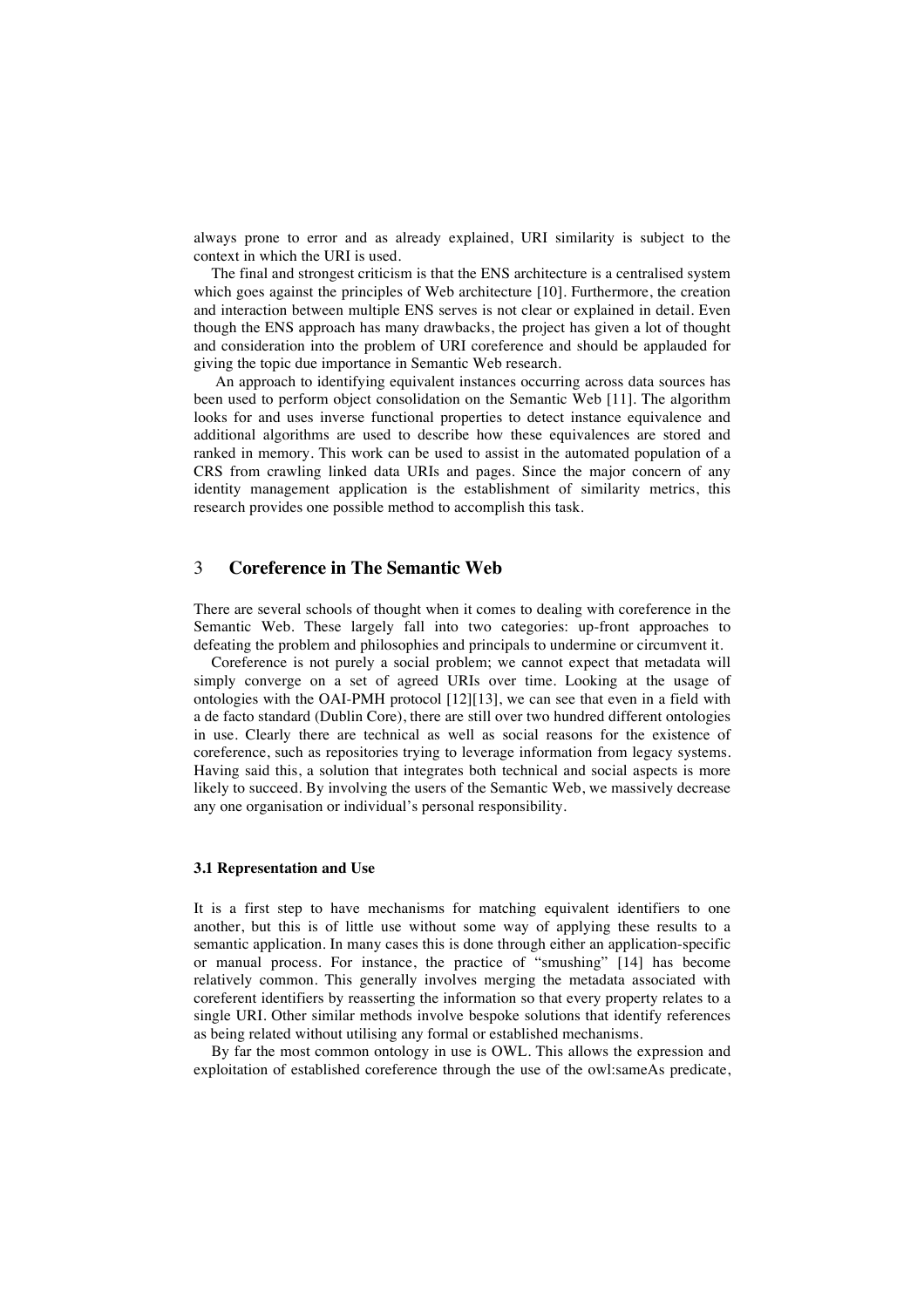always prone to error and as already explained, URI similarity is subject to the context in which the URI is used.

The final and strongest criticism is that the ENS architecture is a centralised system which goes against the principles of Web architecture [10]. Furthermore, the creation and interaction between multiple ENS serves is not clear or explained in detail. Even though the ENS approach has many drawbacks, the project has given a lot of thought and consideration into the problem of URI coreference and should be applauded for giving the topic due importance in Semantic Web research.

An approach to identifying equivalent instances occurring across data sources has been used to perform object consolidation on the Semantic Web [11]. The algorithm looks for and uses inverse functional properties to detect instance equivalence and additional algorithms are used to describe how these equivalences are stored and ranked in memory. This work can be used to assist in the automated population of a CRS from crawling linked data URIs and pages. Since the major concern of any identity management application is the establishment of similarity metrics, this research provides one possible method to accomplish this task.

## 3 Coreference in The Semantic Web

There are several schools of thought when it comes to dealing with coreference in the Semantic Web. These largely fall into two categories: up-front approaches to defeating the problem and philosophies and principals to undermine or circumvent it.

Coreference is not purely a social problem; we cannot expect that metadata will simply converge on a set of agreed URIs over time. Looking at the usage of ontologies with the OAI-PMH protocol [12][13], we can see that even in a field with a de facto standard (Dublin Core), there are still over two hundred different ontologies in use. Clearly there are technical as well as social reasons for the existence of coreference, such as repositories trying to leverage information from legacy systems. Having said this, a solution that integrates both technical and social aspects is more likely to succeed. By involving the users of the Semantic Web, we massively decrease any one organisation or individual's personal responsibility.

### 3.1 Representation and Use

It is a first step to have mechanisms for matching equivalent identifiers to one another, but this is of little use without some way of applying these results to a semantic application. In many cases this is done through either an application-specific or manual process. For instance, the practice of "smushing" [14] has become relatively common. This generally involves merging the metadata associated with coreferent identifiers by reasserting the information so that every property relates to a single URI. Other similar methods involve bespoke solutions that identify references as being related without utilising any formal or established mechanisms.

By far the most common ontology in use is OWL. This allows the expression and exploitation of established coreference through the use of the owl:sameAs predicate,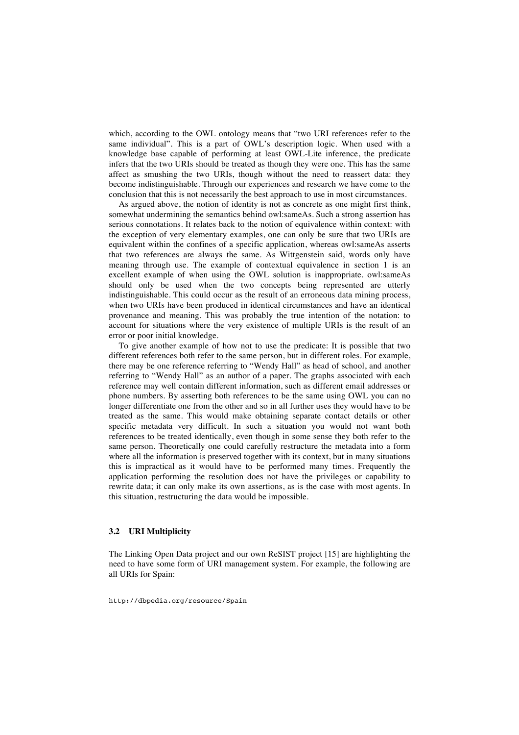which, according to the OWL ontology means that "two URI references refer to the same individual". This is a part of OWL's description logic. When used with a knowledge base capable of performing at least OWL-Lite inference, the predicate infers that the two URIs should be treated as though they were one. This has the same affect as smushing the two URIs, though without the need to reassert data: they become indistinguishable. Through our experiences and research we have come to the conclusion that this is not necessarily the best approach to use in most circumstances.

As argued above, the notion of identity is not as concrete as one might first think, somewhat undermining the semantics behind owl:sameAs. Such a strong assertion has serious connotations. It relates back to the notion of equivalence within context: with the exception of very elementary examples, one can only be sure that two URIs are equivalent within the confines of a specific application, whereas owl:sameAs asserts that two references are always the same. As Wittgenstein said, words only have meaning through use. The example of contextual equivalence in section 1 is an excellent example of when using the OWL solution is inappropriate. owl:sameAs should only be used when the two concepts being represented are utterly indistinguishable. This could occur as the result of an erroneous data mining process, when two URIs have been produced in identical circumstances and have an identical provenance and meaning. This was probably the true intention of the notation: to account for situations where the very existence of multiple URIs is the result of an error or poor initial knowledge.

To give another example of how not to use the predicate: It is possible that two different references both refer to the same person, but in different roles. For example, there may be one reference referring to "Wendy Hall" as head of school, and another referring to "Wendy Hall" as an author of a paper. The graphs associated with each reference may well contain different information, such as different email addresses or phone numbers. By asserting both references to be the same using OWL you can no longer differentiate one from the other and so in all further uses they would have to be treated as the same. This would make obtaining separate contact details or other specific metadata very difficult. In such a situation you would not want both references to be treated identically, even though in some sense they both refer to the same person. Theoretically one could carefully restructure the metadata into a form where all the information is preserved together with its context, but in many situations this is impractical as it would have to be performed many times. Frequently the application performing the resolution does not have the privileges or capability to rewrite data; it can only make its own assertions, as is the case with most agents. In this situation, restructuring the data would be impossible.

### 3.2 URI Multiplicity

The Linking Open Data project and our own ReSIST project [15] are highlighting the need to have some form of URI management system. For example, the following are all URIs for Spain:

```
http://dbpedia.org/resource/Spain
```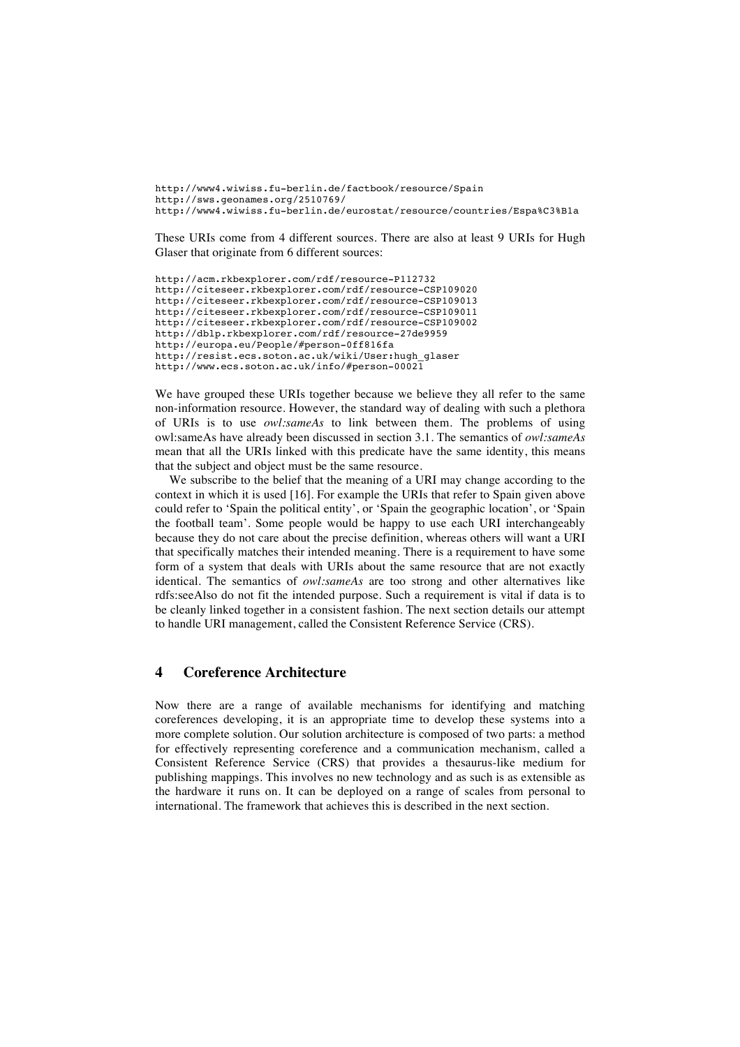```
http://www4.wiwiss.fu-berlin.de/factbook/resource/Spain
http://sws.geonames.org/2510769/
http://www4.wiwiss.fu-berlin.de/eurostat/resource/countries/Espa%C3%B1a
```

These URIs come from 4 different sources. There are also at least 9 URIs for Hugh Glaser that originate from 6 different sources:

```
http://acm.rkbexplorer.com/rdf/resource-P112732
http://citeseer.rkbexplorer.com/rdf/resource-CSP109020
http://citeseer.rkbexplorer.com/rdf/resource-CSP109013
http://citeseer.rkbexplorer.com/rdf/resource-CSP109011
http://citeseer.rkbexplorer.com/rdf/resource-CSP109002
http://dblp.rkbexplorer.com/rdf/resource-27de9959
http://europa.eu/People/#person-0ff816fa
http://resist.ecs.soton.ac.uk/wiki/User:hugh_glaser
http://www.ecs.soton.ac.uk/info/#person-00021
```

We have grouped these URIs together because we believe they all refer to the same non-information resource. However, the standard way of dealing with such a plethora of URIs is to use *owl:sameAs* to link between them. The problems of using owl:sameAs have already been discussed in section 3.1. The semantics of *owl:sameAs* mean that all the URIs linked with this predicate have the same identity, this means that the subject and object must be the same resource.

We subscribe to the belief that the meaning of a URI may change according to the context in which it is used [16]. For example the URIs that refer to Spain given above could refer to 'Spain the political entity', or 'Spain the geographic location', or 'Spain the football team'. Some people would be happy to use each URI interchangeably because they do not care about the precise definition, whereas others will want a URI that specifically matches their intended meaning. There is a requirement to have some form of a system that deals with URIs about the same resource that are not exactly identical. The semantics of *owl:sameAs* are too strong and other alternatives like rdfs:seeAlso do not fit the intended purpose. Such a requirement is vital if data is to be cleanly linked together in a consistent fashion. The next section details our attempt to handle URI management, called the Consistent Reference Service (CRS).

## 4 Coreference Architecture

Now there are a range of available mechanisms for identifying and matching coreferences developing, it is an appropriate time to develop these systems into a more complete solution. Our solution architecture is composed of two parts: a method for effectively representing coreference and a communication mechanism, called a Consistent Reference Service (CRS) that provides a thesaurus-like medium for publishing mappings. This involves no new technology and as such is as extensible as the hardware it runs on. It can be deployed on a range of scales from personal to international. The framework that achieves this is described in the next section.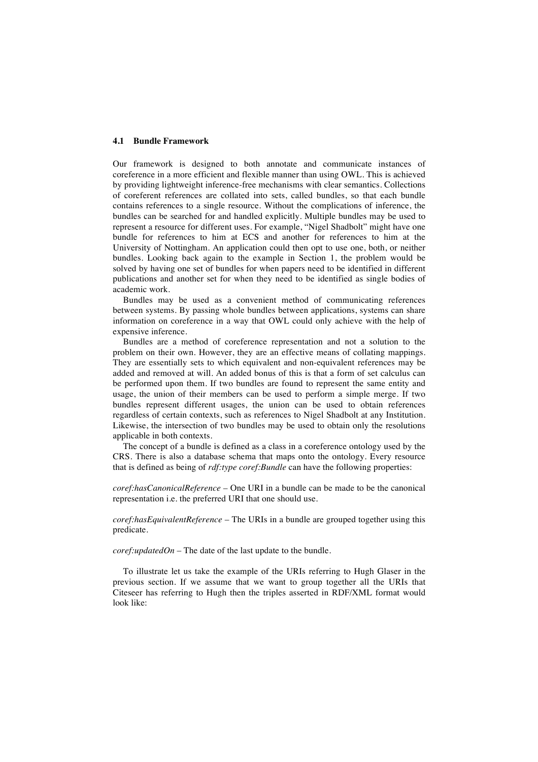### 4.1 Bundle Framework

Our framework is designed to both annotate and communicate instances of coreference in a more efficient and flexible manner than using OWL. This is achieved by providing lightweight inference-free mechanisms with clear semantics. Collections of coreferent references are collated into sets, called bundles, so that each bundle contains references to a single resource. Without the complications of inference, the bundles can be searched for and handled explicitly. Multiple bundles may be used to represent a resource for different uses. For example, "Nigel Shadbolt" might have one bundle for references to him at ECS and another for references to him at the University of Nottingham. An application could then opt to use one, both, or neither bundles. Looking back again to the example in Section 1, the problem would be solved by having one set of bundles for when papers need to be identified in different publications and another set for when they need to be identified as single bodies of academic work.

Bundles may be used as a convenient method of communicating references between systems. By passing whole bundles between applications, systems can share information on coreference in a way that OWL could only achieve with the help of expensive inference.

Bundles are a method of coreference representation and not a solution to the problem on their own. However, they are an effective means of collating mappings. They are essentially sets to which equivalent and non-equivalent references may be added and removed at will. An added bonus of this is that a form of set calculus can be performed upon them. If two bundles are found to represent the same entity and usage, the union of their members can be used to perform a simple merge. If two bundles represent different usages, the union can be used to obtain references regardless of certain contexts, such as references to Nigel Shadbolt at any Institution. Likewise, the intersection of two bundles may be used to obtain only the resolutions applicable in both contexts.

The concept of a bundle is defined as a class in a coreference ontology used by the CRS. There is also a database schema that maps onto the ontology. Every resource that is defined as being of *rdf:type coref:Bundle* can have the following properties:

*coref:hasCanonicalReference* – One URI in a bundle can be made to be the canonical representation i.e. the preferred URI that one should use.

*coref:hasEquivalentReference* – The URIs in a bundle are grouped together using this predicate.

*coref:updatedOn* – The date of the last update to the bundle.

To illustrate let us take the example of the URIs referring to Hugh Glaser in the previous section. If we assume that we want to group together all the URIs that Citeseer has referring to Hugh then the triples asserted in RDF/XML format would look like: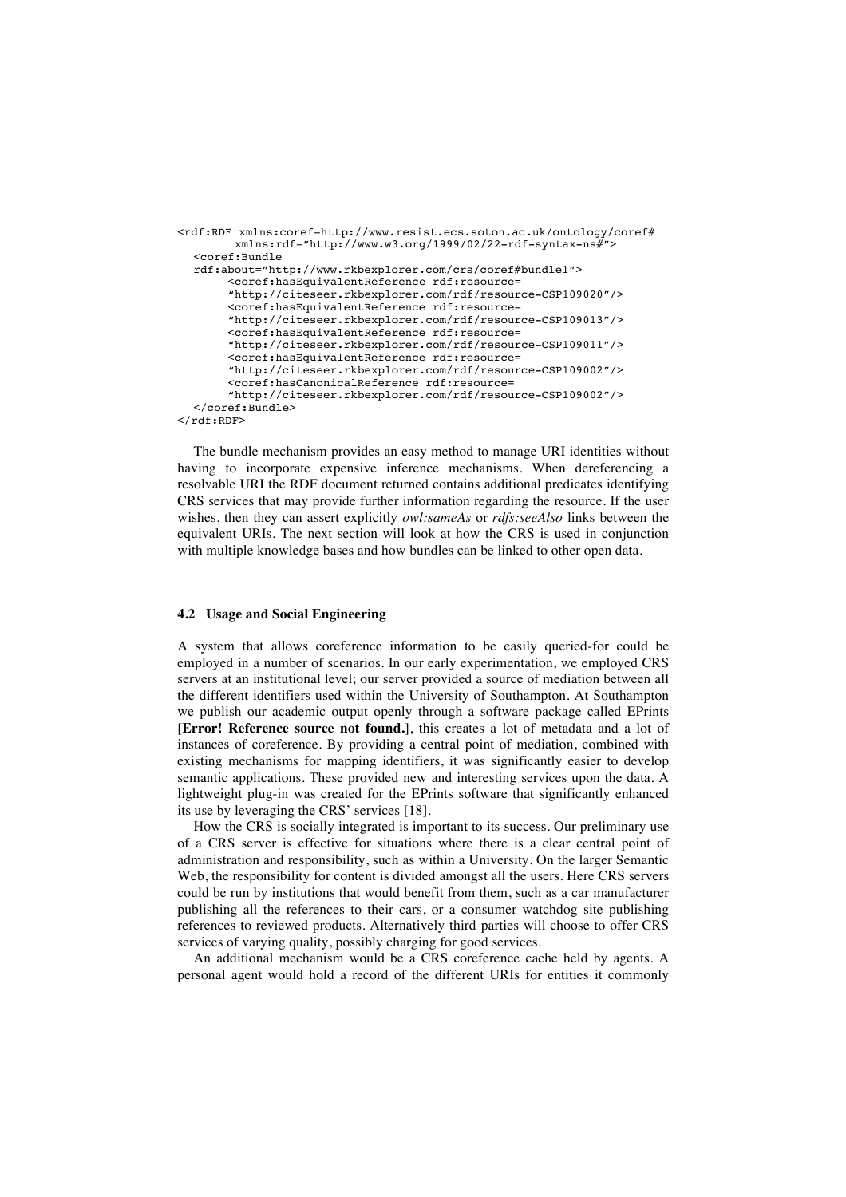```
<rdf:RDF xmlns:coref=http://www.resist.ecs.soton.ac.uk/ontology/coref#
        xmlns:rdf="http://www.w3.org/1999/02/22-rdf-syntax-ns#">
  <coref:Bundle
  rdf:about="http://www.rkbexplorer.com/crs/coref#bundle1">
       <coref:hasEquivalentReference rdf:resource=
       "http://citeseer.rkbexplorer.com/rdf/resource-CSP109020"/>
       <coref:hasEquivalentReference rdf:resource=
       "http://citeseer.rkbexplorer.com/rdf/resource-CSP109013"/>
       <coref:hasEquivalentReference rdf:resource=
       "http://citeseer.rkbexplorer.com/rdf/resource-CSP109011"/>
       <coref:hasEquivalentReference rdf:resource=
       "http://citeseer.rkbexplorer.com/rdf/resource-CSP109002"/>
       <coref:hasCanonicalReference rdf:resource=
       "http://citeseer.rkbexplorer.com/rdf/resource-CSP109002"/>
  </coref:Bundle>
</rdf:RDF>
```

The bundle mechanism provides an easy method to manage URI identities without having to incorporate expensive inference mechanisms. When dereferencing a resolvable URI the RDF document returned contains additional predicates identifying CRS services that may provide further information regarding the resource. If the user wishes, then they can assert explicitly *owl:sameAs* or *rdfs:seeAlso* links between the equivalent URIs. The next section will look at how the CRS is used in conjunction with multiple knowledge bases and how bundles can be linked to other open data.

### 4.2 Usage and Social Engineering

A system that allows coreference information to be easily queried-for could be employed in a number of scenarios. In our early experimentation, we employed CRS servers at an institutional level; our server provided a source of mediation between all the different identifiers used within the University of Southampton. At Southampton we publish our academic output openly through a software package called EPrints [**Error! Reference source not found.**], this creates a lot of metadata and a lot of instances of coreference. By providing a central point of mediation, combined with existing mechanisms for mapping identifiers, it was significantly easier to develop semantic applications. These provided new and interesting services upon the data. A lightweight plug-in was created for the EPrints software that significantly enhanced its use by leveraging the CRS' services [18].

How the CRS is socially integrated is important to its success. Our preliminary use of a CRS server is effective for situations where there is a clear central point of administration and responsibility, such as within a University. On the larger Semantic Web, the responsibility for content is divided amongst all the users. Here CRS servers could be run by institutions that would benefit from them, such as a car manufacturer publishing all the references to their cars, or a consumer watchdog site publishing references to reviewed products. Alternatively third parties will choose to offer CRS services of varying quality, possibly charging for good services.

An additional mechanism would be a CRS coreference cache held by agents. A personal agent would hold a record of the different URIs for entities it commonly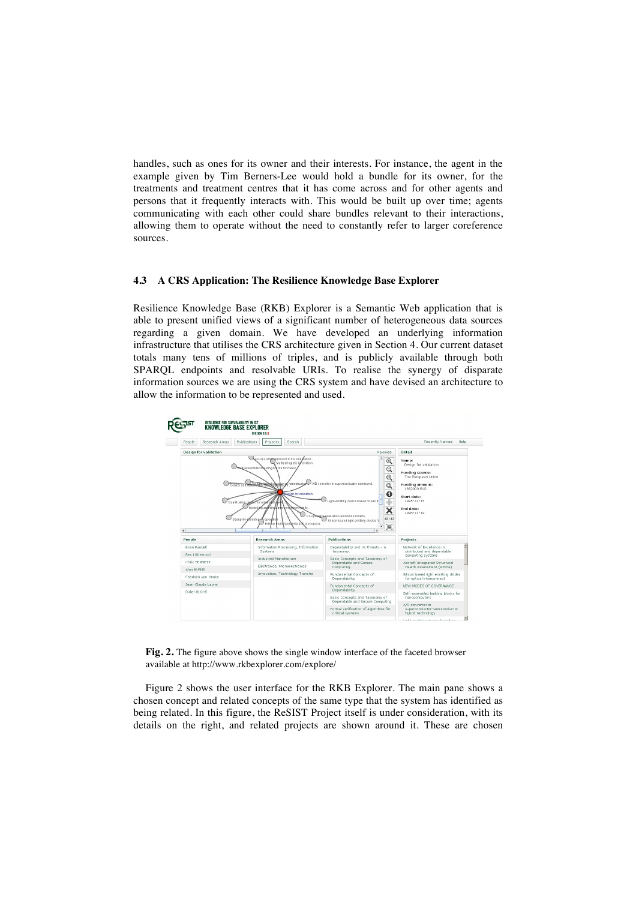handles, such as ones for its owner and their interests. For instance, the agent in the example given by Tim Berners-Lee would hold a bundle for its owner, for the treatments and treatment centres that it has come across and for other agents and persons that it frequently interacts with. This would be built up over time; agents communicating with each other could share bundles relevant to their interactions, allowing them to operate without the need to constantly refer to larger coreference sources.

### 4.3 A CRS Application: The Resilience Knowledge Base Explorer

Resilience Knowledge Base (RKB) Explorer is a Semantic Web application that is able to present unified views of a significant number of heterogeneous data sources regarding a given domain. We have developed an underlying information infrastructure that utilises the CRS architecture given in Section 4. Our current dataset totals many tens of millions of triples, and is publicly available through both SPARQL endpoints and resolvable URIs. To realise the synergy of disparate information sources we are using the CRS system and have devised an architecture to allow the information to be represented and used.

**Fig. 2.** The figure above shows the single window interface of the faceted browser available at http://www.rkbexplorer.com/explore/

Figure 2 shows the user interface for the RKB Explorer. The main pane shows a chosen concept and related concepts of the same type that the system has identified as being related. In this figure, the ReSIST Project itself is under consideration, with its details on the right, and related projects are shown around it. These are chosen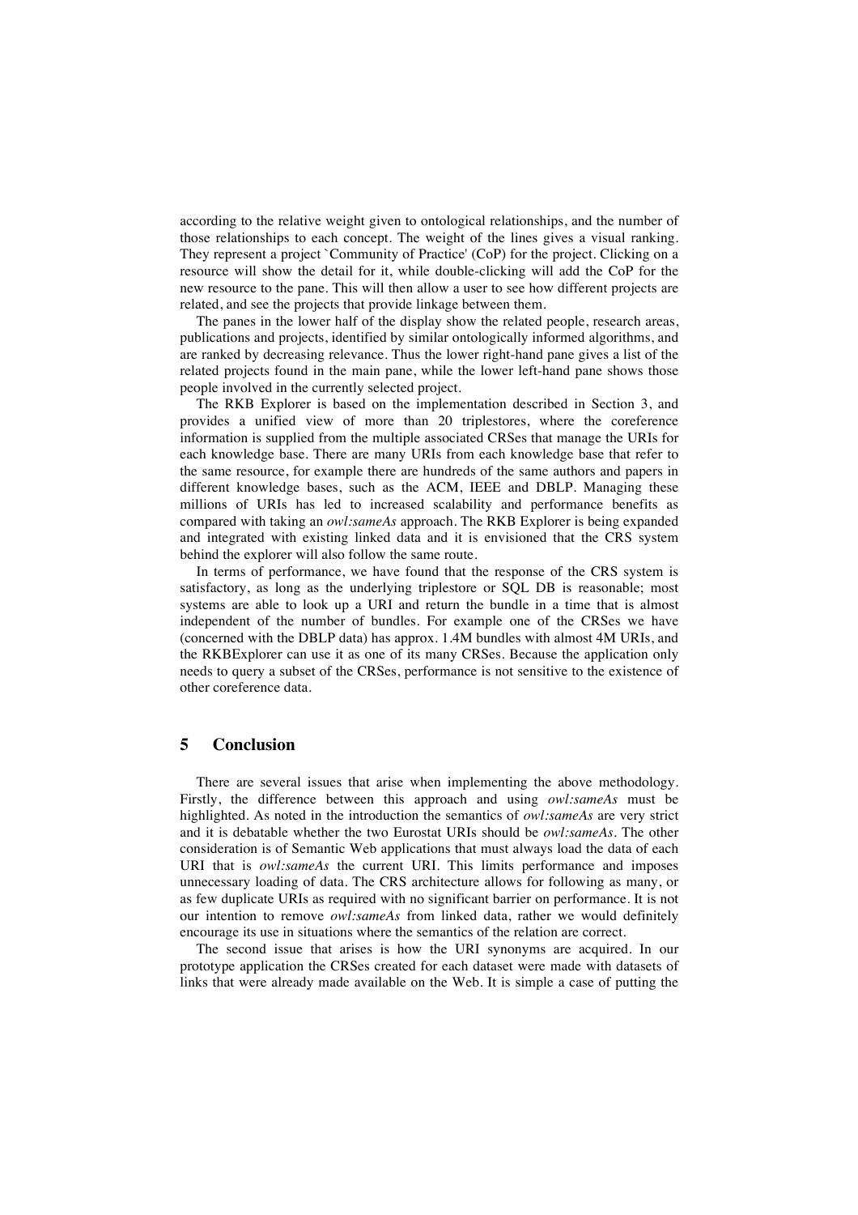according to the relative weight given to ontological relationships, and the number of those relationships to each concept. The weight of the lines gives a visual ranking. They represent a project `Community of Practice' (CoP) for the project. Clicking on a resource will show the detail for it, while double-clicking will add the CoP for the new resource to the pane. This will then allow a user to see how different projects are related, and see the projects that provide linkage between them.

The panes in the lower half of the display show the related people, research areas, publications and projects, identified by similar ontologically informed algorithms, and are ranked by decreasing relevance. Thus the lower right-hand pane gives a list of the related projects found in the main pane, while the lower left-hand pane shows those people involved in the currently selected project.

The RKB Explorer is based on the implementation described in Section 3, and provides a unified view of more than 20 triplestores, where the coreference information is supplied from the multiple associated CRSes that manage the URIs for each knowledge base. There are many URIs from each knowledge base that refer to the same resource, for example there are hundreds of the same authors and papers in different knowledge bases, such as the ACM, IEEE and DBLP. Managing these millions of URIs has led to increased scalability and performance benefits as compared with taking an *owl:sameAs* approach. The RKB Explorer is being expanded and integrated with existing linked data and it is envisioned that the CRS system behind the explorer will also follow the same route.

In terms of performance, we have found that the response of the CRS system is satisfactory, as long as the underlying triplestore or SQL DB is reasonable; most systems are able to look up a URI and return the bundle in a time that is almost independent of the number of bundles. For example one of the CRSes we have (concerned with the DBLP data) has approx. 1.4M bundles with almost 4M URIs, and the RKBExplorer can use it as one of its many CRSes. Because the application only needs to query a subset of the CRSes, performance is not sensitive to the existence of other coreference data.

## 5 Conclusion

There are several issues that arise when implementing the above methodology. Firstly, the difference between this approach and using *owl:sameAs* must be highlighted. As noted in the introduction the semantics of *owl:sameAs* are very strict and it is debatable whether the two Eurostat URIs should be *owl:sameAs*. The other consideration is of Semantic Web applications that must always load the data of each URI that is *owl:sameAs* the current URI. This limits performance and imposes unnecessary loading of data. The CRS architecture allows for following as many, or as few duplicate URIs as required with no significant barrier on performance. It is not our intention to remove *owl:sameAs* from linked data, rather we would definitely encourage its use in situations where the semantics of the relation are correct.

The second issue that arises is how the URI synonyms are acquired. In our prototype application the CRSes created for each dataset were made with datasets of links that were already made available on the Web. It is simple a case of putting the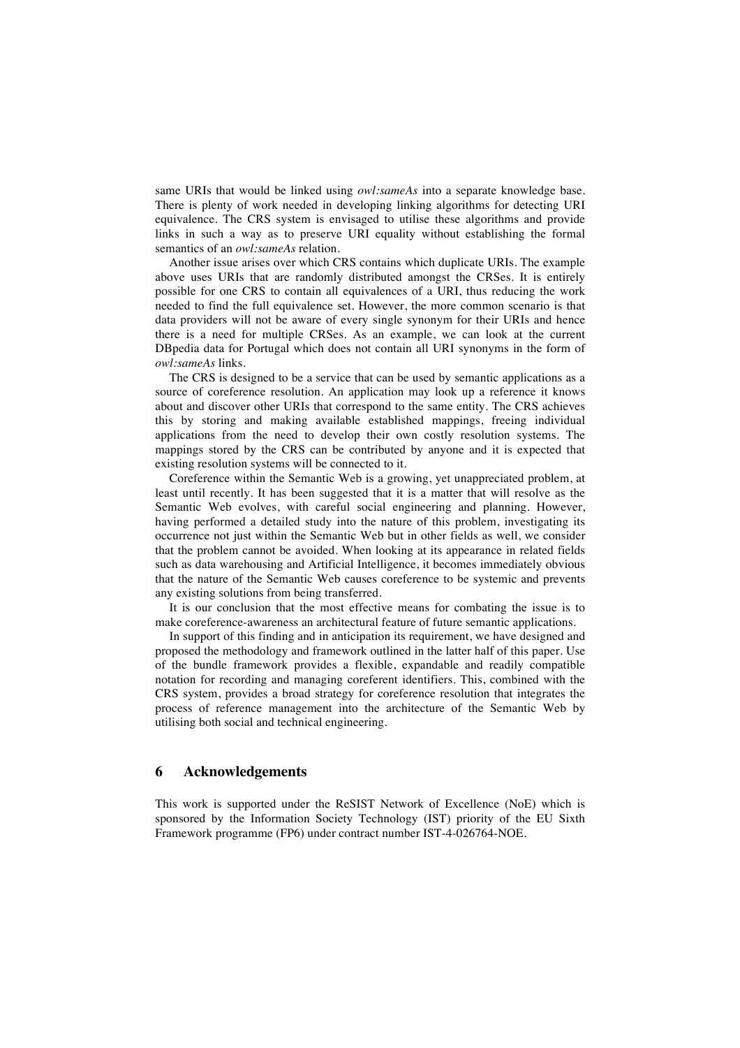same URIs that would be linked using *owl:sameAs* into a separate knowledge base. There is plenty of work needed in developing linking algorithms for detecting URI equivalence. The CRS system is envisaged to utilise these algorithms and provide links in such a way as to preserve URI equality without establishing the formal semantics of an *owl:sameAs* relation.

Another issue arises over which CRS contains which duplicate URIs. The example above uses URIs that are randomly distributed amongst the CRSes. It is entirely possible for one CRS to contain all equivalences of a URI, thus reducing the work needed to find the full equivalence set. However, the more common scenario is that data providers will not be aware of every single synonym for their URIs and hence there is a need for multiple CRSes. As an example, we can look at the current DBpedia data for Portugal which does not contain all URI synonyms in the form of *owl:sameAs* links.

The CRS is designed to be a service that can be used by semantic applications as a source of coreference resolution. An application may look up a reference it knows about and discover other URIs that correspond to the same entity. The CRS achieves this by storing and making available established mappings, freeing individual applications from the need to develop their own costly resolution systems. The mappings stored by the CRS can be contributed by anyone and it is expected that existing resolution systems will be connected to it.

Coreference within the Semantic Web is a growing, yet unappreciated problem, at least until recently. It has been suggested that it is a matter that will resolve as the Semantic Web evolves, with careful social engineering and planning. However, having performed a detailed study into the nature of this problem, investigating its occurrence not just within the Semantic Web but in other fields as well, we consider that the problem cannot be avoided. When looking at its appearance in related fields such as data warehousing and Artificial Intelligence, it becomes immediately obvious that the nature of the Semantic Web causes coreference to be systemic and prevents any existing solutions from being transferred.

It is our conclusion that the most effective means for combating the issue is to make coreference-awareness an architectural feature of future semantic applications.

In support of this finding and in anticipation its requirement, we have designed and proposed the methodology and framework outlined in the latter half of this paper. Use of the bundle framework provides a flexible, expandable and readily compatible notation for recording and managing coreferent identifiers. This, combined with the CRS system, provides a broad strategy for coreference resolution that integrates the process of reference management into the architecture of the Semantic Web by utilising both social and technical engineering.

## 6 Acknowledgements

This work is supported under the ReSIST Network of Excellence (NoE) which is sponsored by the Information Society Technology (IST) priority of the EU Sixth Framework programme (FP6) under contract number IST-4-026764-NOE.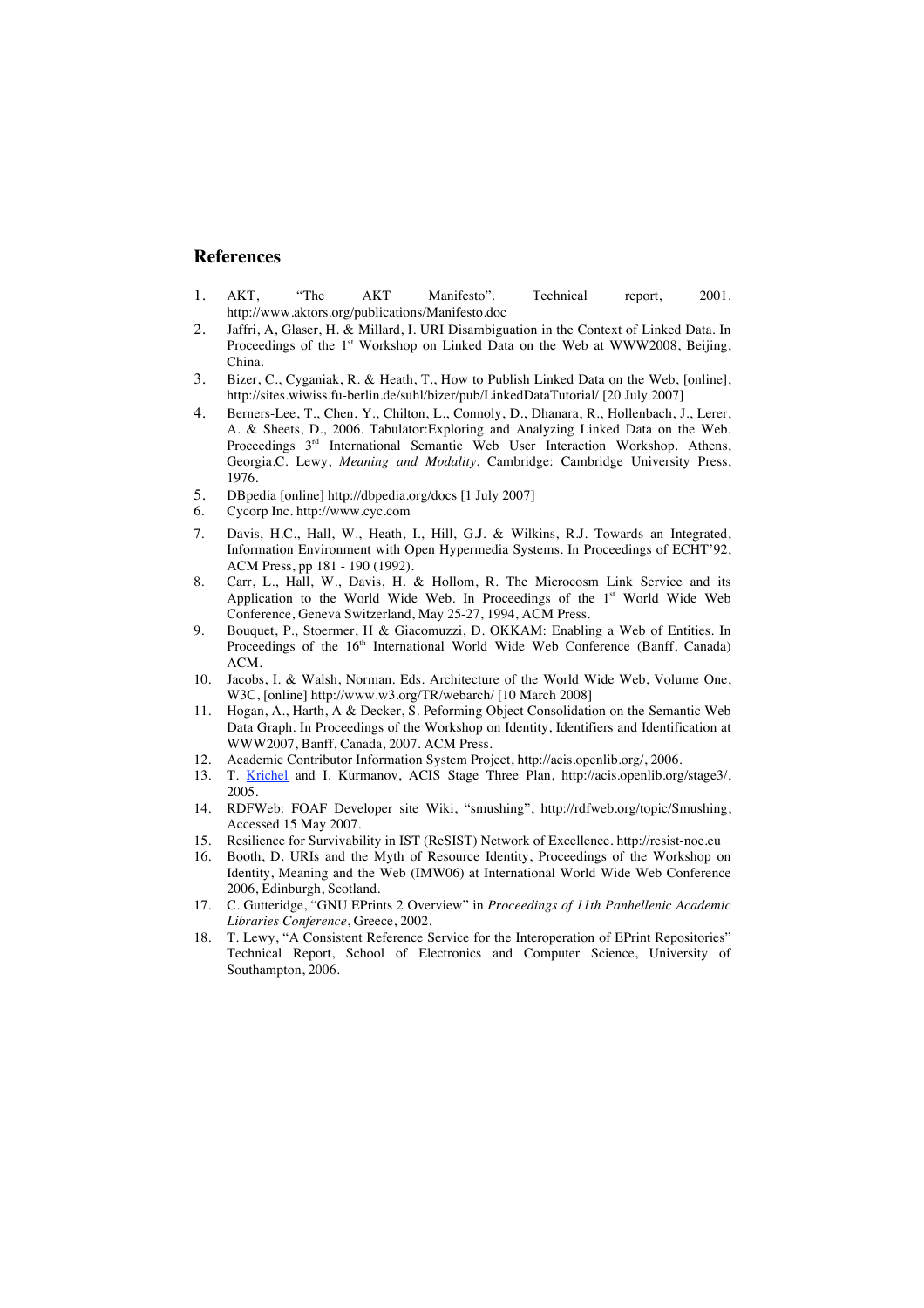## References

1. AKT, "The AKT Manifesto". Technical report, 2001. http://www.aktors.org/publications/Manifesto.doc
2. Jaffri, A, Glaser, H. & Millard, I. URI Disambiguation in the Context of Linked Data. In Proceedings of the 1st Workshop on Linked Data on the Web at WWW2008, Beijing, China.
3. Bizer, C., Cyganiak, R. & Heath, T., How to Publish Linked Data on the Web, [online], http://sites.wiwiss.fu-berlin.de/suhl/bizer/pub/LinkedDataTutorial/ [20 July 2007]
4. Berners-Lee, T., Chen, Y., Chilton, L., Connoly, D., Dhanara, R., Hollenbach, J., Lerer, A. & Sheets, D., 2006. Tabulator:Exploring and Analyzing Linked Data on the Web. Proceedings 3rd International Semantic Web User Interaction Workshop. Athens, Georgia.C. Lewy, *Meaning and Modality*, Cambridge: Cambridge University Press, 1976.
5. DBpedia [online] http://dbpedia.org/docs [1 July 2007]
6. Cycorp Inc. http://www.cyc.com
7. Davis, H.C., Hall, W., Heath, I., Hill, G.J. & Wilkins, R.J. Towards an Integrated, Information Environment with Open Hypermedia Systems. In Proceedings of ECHT'92, ACM Press, pp 181 - 190 (1992).
8. Carr, L., Hall, W., Davis, H. & Hollom, R. The Microcosm Link Service and its Application to the World Wide Web. In Proceedings of the 1st World Wide Web Conference, Geneva Switzerland, May 25-27, 1994, ACM Press.
9. Bouquet, P., Stoermer, H & Giacomuzzi, D. OKKAM: Enabling a Web of Entities. In Proceedings of the 16th International World Wide Web Conference (Banff, Canada) ACM.
10. Jacobs, I. & Walsh, Norman. Eds. Architecture of the World Wide Web, Volume One, W3C, [online] http://www.w3.org/TR/webarch/ [10 March 2008]
11. Hogan, A., Harth, A & Decker, S. Peforming Object Consolidation on the Semantic Web Data Graph. In Proceedings of the Workshop on Identity, Identifiers and Identification at WWW2007, Banff, Canada, 2007. ACM Press.
12. Academic Contributor Information System Project, http://acis.openlib.org/, 2006.
13. T. Krichel and I. Kurmanov, ACIS Stage Three Plan, http://acis.openlib.org/stage3/, 2005.
14. RDFWeb: FOAF Developer site Wiki, "smushing", http://rdfweb.org/topic/Smushing, Accessed 15 May 2007.
15. Resilience for Survivability in IST (ReSIST) Network of Excellence. http://resist-noe.eu
16. Booth, D. URIs and the Myth of Resource Identity, Proceedings of the Workshop on Identity, Meaning and the Web (IMW06) at International World Wide Web Conference 2006, Edinburgh, Scotland.
17. C. Gutteridge, "GNU EPrints 2 Overview" in *Proceedings of 11th Panhellenic Academic Libraries Conference*, Greece, 2002.
18. T. Lewy, "A Consistent Reference Service for the Interoperation of EPrint Repositories" Technical Report, School of Electronics and Computer Science, University of Southampton, 2006.